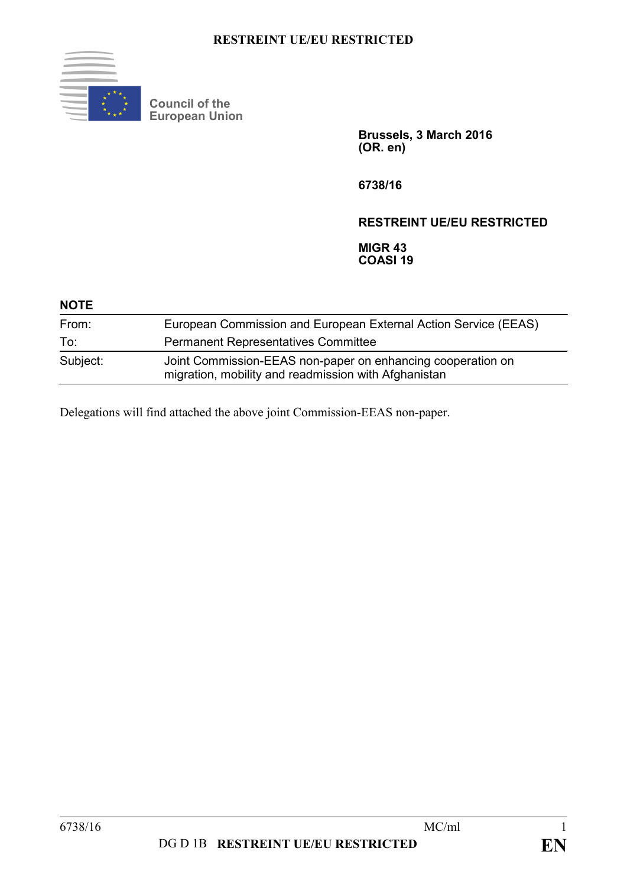**RESTREINT UE/EU RESTRICTED**

Council of the European Union

**Brussels, 3 March 2016**
**(OR. en)**

**6738/16**

**RESTREINT UE/EU RESTRICTED**

**MIGR 43**
**COASI 19**

**NOTE**

| | |
|---|---|
| From: | European Commission and European External Action Service (EEAS) |
| To: | Permanent Representatives Committee |
| Subject: | Joint Commission-EEAS non-paper on enhancing cooperation on migration, mobility and readmission with Afghanistan |

Delegations will find attached the above joint Commission-EEAS non-paper.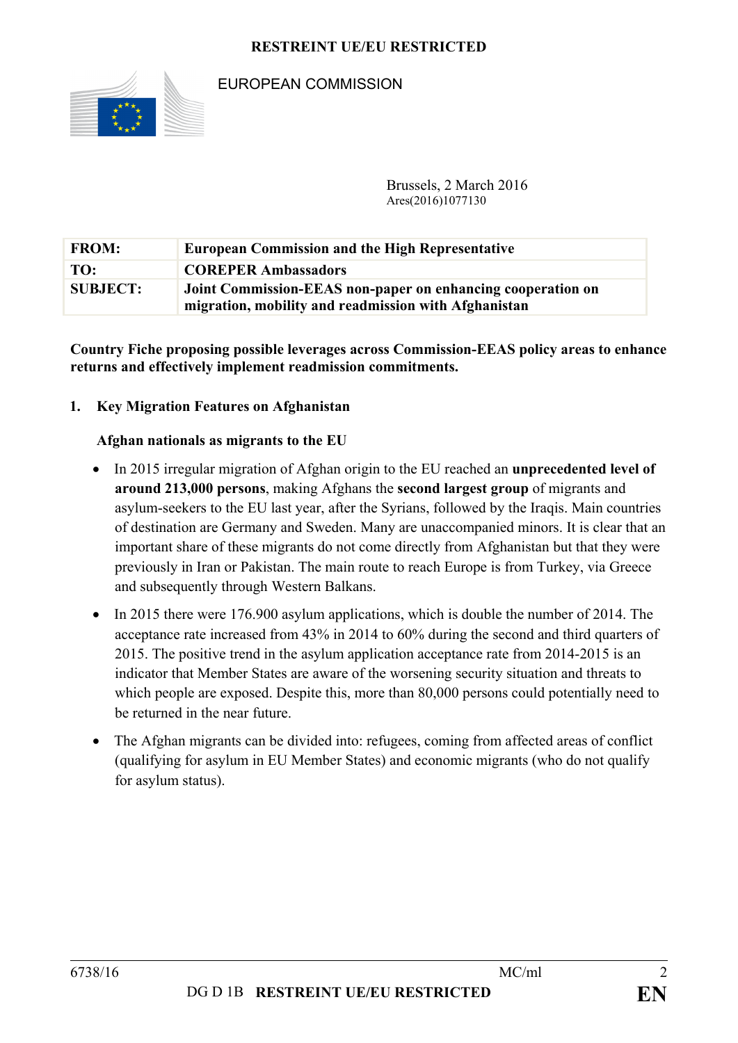**RESTREINT UE/EU RESTRICTED**

EUROPEAN COMMISSION

Brussels, 2 March 2016
Ares(2016)1077130

| FROM: | European Commission and the High Representative |
|---|---|
| TO: | COREPER Ambassadors |
| SUBJECT: | Joint Commission-EEAS non-paper on enhancing cooperation on migration, mobility and readmission with Afghanistan |

**Country Fiche proposing possible leverages across Commission-EEAS policy areas to enhance returns and effectively implement readmission commitments.**

## 1. Key Migration Features on Afghanistan

### Afghan nationals as migrants to the EU

- In 2015 irregular migration of Afghan origin to the EU reached an **unprecedented level of around 213,000 persons**, making Afghans the **second largest group** of migrants and asylum-seekers to the EU last year, after the Syrians, followed by the Iraqis. Main countries of destination are Germany and Sweden. Many are unaccompanied minors. It is clear that an important share of these migrants do not come directly from Afghanistan but that they were previously in Iran or Pakistan. The main route to reach Europe is from Turkey, via Greece and subsequently through Western Balkans.
- In 2015 there were 176.900 asylum applications, which is double the number of 2014. The acceptance rate increased from 43% in 2014 to 60% during the second and third quarters of 2015. The positive trend in the asylum application acceptance rate from 2014-2015 is an indicator that Member States are aware of the worsening security situation and threats to which people are exposed. Despite this, more than 80,000 persons could potentially need to be returned in the near future.
- The Afghan migrants can be divided into: refugees, coming from affected areas of conflict (qualifying for asylum in EU Member States) and economic migrants (who do not qualify for asylum status).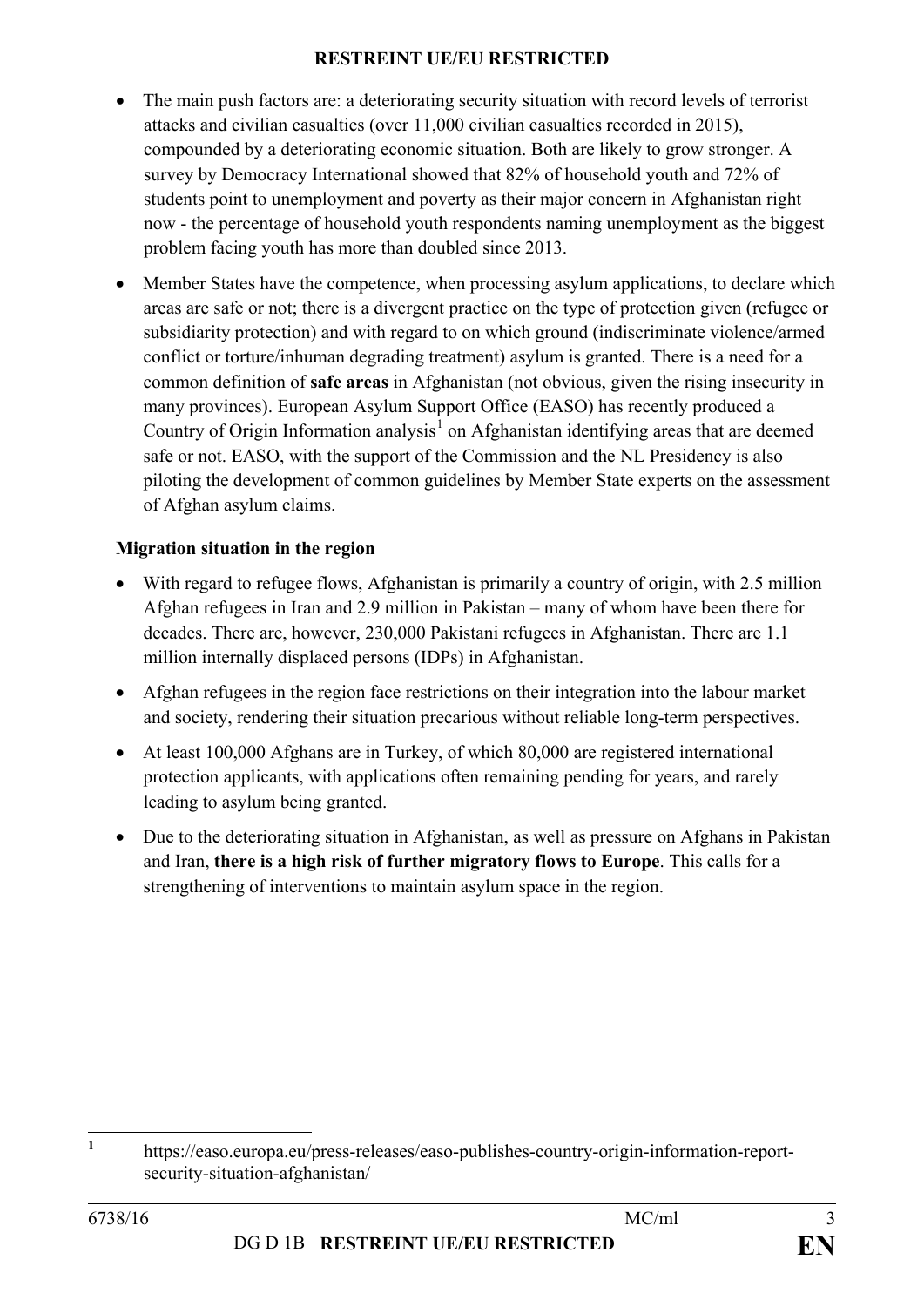- The main push factors are: a deteriorating security situation with record levels of terrorist attacks and civilian casualties (over 11,000 civilian casualties recorded in 2015), compounded by a deteriorating economic situation. Both are likely to grow stronger. A survey by Democracy International showed that 82% of household youth and 72% of students point to unemployment and poverty as their major concern in Afghanistan right now - the percentage of household youth respondents naming unemployment as the biggest problem facing youth has more than doubled since 2013.
- Member States have the competence, when processing asylum applications, to declare which areas are safe or not; there is a divergent practice on the type of protection given (refugee or subsidiarity protection) and with regard to on which ground (indiscriminate violence/armed conflict or torture/inhuman degrading treatment) asylum is granted. There is a need for a common definition of **safe areas** in Afghanistan (not obvious, given the rising insecurity in many provinces). European Asylum Support Office (EASO) has recently produced a Country of Origin Information analysis[1] on Afghanistan identifying areas that are deemed safe or not. EASO, with the support of the Commission and the NL Presidency is also piloting the development of common guidelines by Member State experts on the assessment of Afghan asylum claims.

**Migration situation in the region**

- With regard to refugee flows, Afghanistan is primarily a country of origin, with 2.5 million Afghan refugees in Iran and 2.9 million in Pakistan – many of whom have been there for decades. There are, however, 230,000 Pakistani refugees in Afghanistan. There are 1.1 million internally displaced persons (IDPs) in Afghanistan.
- Afghan refugees in the region face restrictions on their integration into the labour market and society, rendering their situation precarious without reliable long-term perspectives.
- At least 100,000 Afghans are in Turkey, of which 80,000 are registered international protection applicants, with applications often remaining pending for years, and rarely leading to asylum being granted.
- Due to the deteriorating situation in Afghanistan, as well as pressure on Afghans in Pakistan and Iran, **there is a high risk of further migratory flows to Europe**. This calls for a strengthening of interventions to maintain asylum space in the region.

[1] https://easo.europa.eu/press-releases/easo-publishes-country-origin-information-report-security-situation-afghanistan/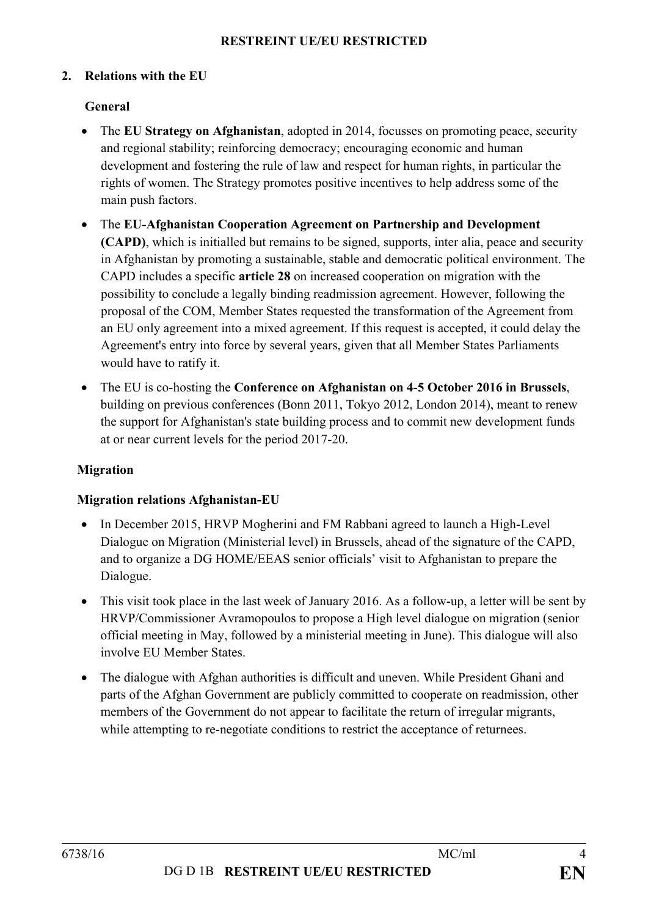## 2. Relations with the EU

### General

- The **EU Strategy on Afghanistan**, adopted in 2014, focusses on promoting peace, security and regional stability; reinforcing democracy; encouraging economic and human development and fostering the rule of law and respect for human rights, in particular the rights of women. The Strategy promotes positive incentives to help address some of the main push factors.
- The **EU-Afghanistan Cooperation Agreement on Partnership and Development (CAPD)**, which is initialled but remains to be signed, supports, inter alia, peace and security in Afghanistan by promoting a sustainable, stable and democratic political environment. The CAPD includes a specific **article 28** on increased cooperation on migration with the possibility to conclude a legally binding readmission agreement. However, following the proposal of the COM, Member States requested the transformation of the Agreement from an EU only agreement into a mixed agreement. If this request is accepted, it could delay the Agreement's entry into force by several years, given that all Member States Parliaments would have to ratify it.
- The EU is co-hosting the **Conference on Afghanistan on 4-5 October 2016 in Brussels**, building on previous conferences (Bonn 2011, Tokyo 2012, London 2014), meant to renew the support for Afghanistan's state building process and to commit new development funds at or near current levels for the period 2017-20.

### Migration

#### Migration relations Afghanistan-EU

- In December 2015, HRVP Mogherini and FM Rabbani agreed to launch a High-Level Dialogue on Migration (Ministerial level) in Brussels, ahead of the signature of the CAPD, and to organize a DG HOME/EEAS senior officials' visit to Afghanistan to prepare the Dialogue.
- This visit took place in the last week of January 2016. As a follow-up, a letter will be sent by HRVP/Commissioner Avramopoulos to propose a High level dialogue on migration (senior official meeting in May, followed by a ministerial meeting in June). This dialogue will also involve EU Member States.
- The dialogue with Afghan authorities is difficult and uneven. While President Ghani and parts of the Afghan Government are publicly committed to cooperate on readmission, other members of the Government do not appear to facilitate the return of irregular migrants, while attempting to re-negotiate conditions to restrict the acceptance of returnees.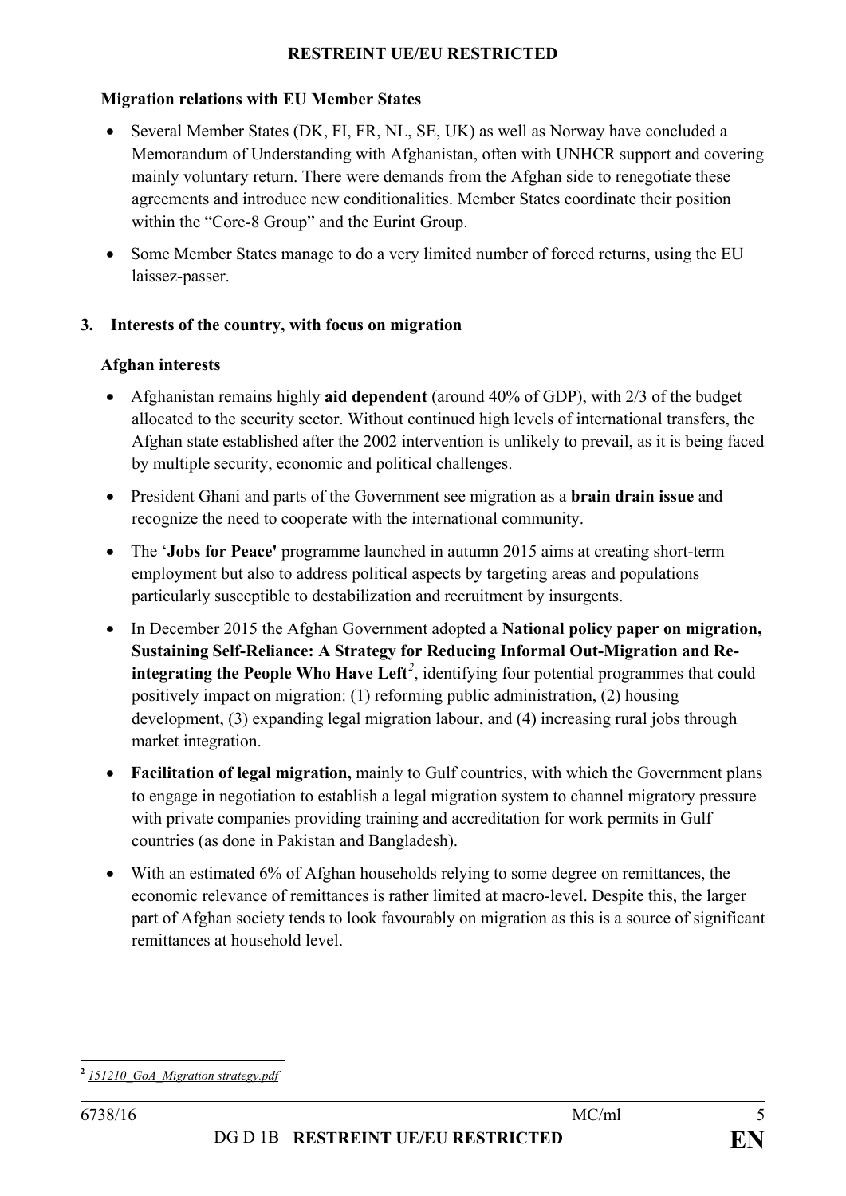**Migration relations with EU Member States**

- Several Member States (DK, FI, FR, NL, SE, UK) as well as Norway have concluded a Memorandum of Understanding with Afghanistan, often with UNHCR support and covering mainly voluntary return. There were demands from the Afghan side to renegotiate these agreements and introduce new conditionalities. Member States coordinate their position within the "Core-8 Group" and the Eurint Group.
- Some Member States manage to do a very limited number of forced returns, using the EU laissez-passer.

## 3. Interests of the country, with focus on migration

**Afghan interests**

- Afghanistan remains highly **aid dependent** (around 40% of GDP), with 2/3 of the budget allocated to the security sector. Without continued high levels of international transfers, the Afghan state established after the 2002 intervention is unlikely to prevail, as it is being faced by multiple security, economic and political challenges.
- President Ghani and parts of the Government see migration as a **brain drain issue** and recognize the need to cooperate with the international community.
- The '**Jobs for Peace'** programme launched in autumn 2015 aims at creating short-term employment but also to address political aspects by targeting areas and populations particularly susceptible to destabilization and recruitment by insurgents.
- In December 2015 the Afghan Government adopted a **National policy paper on migration, Sustaining Self-Reliance: A Strategy for Reducing Informal Out-Migration and Re-integrating the People Who Have Left**[2], identifying four potential programmes that could positively impact on migration: (1) reforming public administration, (2) housing development, (3) expanding legal migration labour, and (4) increasing rural jobs through market integration.
- **Facilitation of legal migration,** mainly to Gulf countries, with which the Government plans to engage in negotiation to establish a legal migration system to channel migratory pressure with private companies providing training and accreditation for work permits in Gulf countries (as done in Pakistan and Bangladesh).
- With an estimated 6% of Afghan households relying to some degree on remittances, the economic relevance of remittances is rather limited at macro-level. Despite this, the larger part of Afghan society tends to look favourably on migration as this is a source of significant remittances at household level.

---

[2] *151210_GoA_Migration strategy.pdf*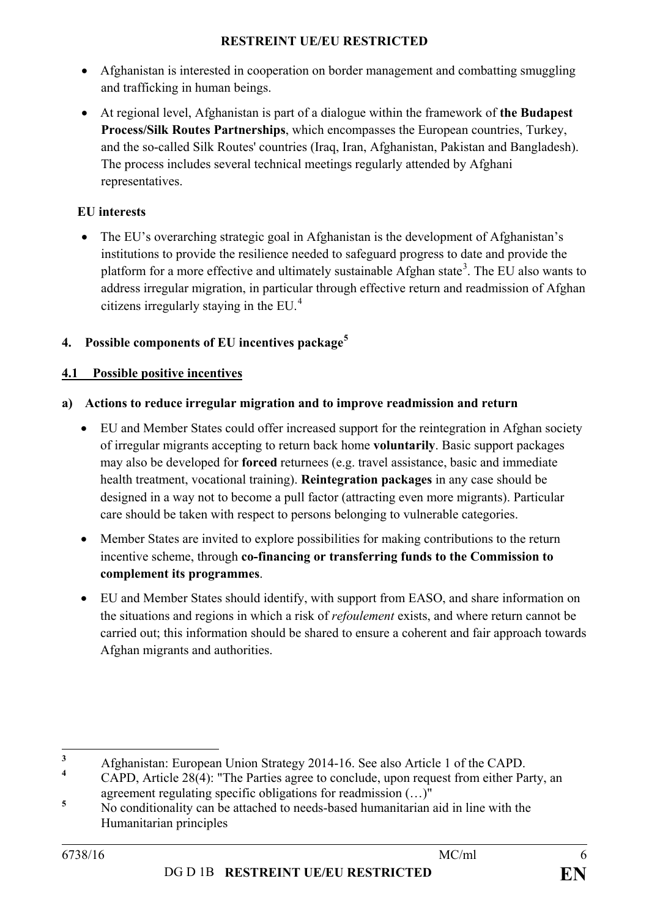- Afghanistan is interested in cooperation on border management and combatting smuggling and trafficking in human beings.
- At regional level, Afghanistan is part of a dialogue within the framework of **the Budapest Process/Silk Routes Partnerships**, which encompasses the European countries, Turkey, and the so-called Silk Routes' countries (Iraq, Iran, Afghanistan, Pakistan and Bangladesh). The process includes several technical meetings regularly attended by Afghani representatives.

**EU interests**

- The EU's overarching strategic goal in Afghanistan is the development of Afghanistan's institutions to provide the resilience needed to safeguard progress to date and provide the platform for a more effective and ultimately sustainable Afghan state[3]. The EU also wants to address irregular migration, in particular through effective return and readmission of Afghan citizens irregularly staying in the EU.[4]

## 4. Possible components of EU incentives package[5]

### 4.1 Possible positive incentives

**a) Actions to reduce irregular migration and to improve readmission and return**

- EU and Member States could offer increased support for the reintegration in Afghan society of irregular migrants accepting to return back home **voluntarily**. Basic support packages may also be developed for **forced** returnees (e.g. travel assistance, basic and immediate health treatment, vocational training). **Reintegration packages** in any case should be designed in a way not to become a pull factor (attracting even more migrants). Particular care should be taken with respect to persons belonging to vulnerable categories.
- Member States are invited to explore possibilities for making contributions to the return incentive scheme, through **co-financing or transferring funds to the Commission to complement its programmes**.
- EU and Member States should identify, with support from EASO, and share information on the situations and regions in which a risk of *refoulement* exists, and where return cannot be carried out; this information should be shared to ensure a coherent and fair approach towards Afghan migrants and authorities.

---

[3] Afghanistan: European Union Strategy 2014-16. See also Article 1 of the CAPD.

[4] CAPD, Article 28(4): "The Parties agree to conclude, upon request from either Party, an agreement regulating specific obligations for readmission (…)"

[5] No conditionality can be attached to needs-based humanitarian aid in line with the Humanitarian principles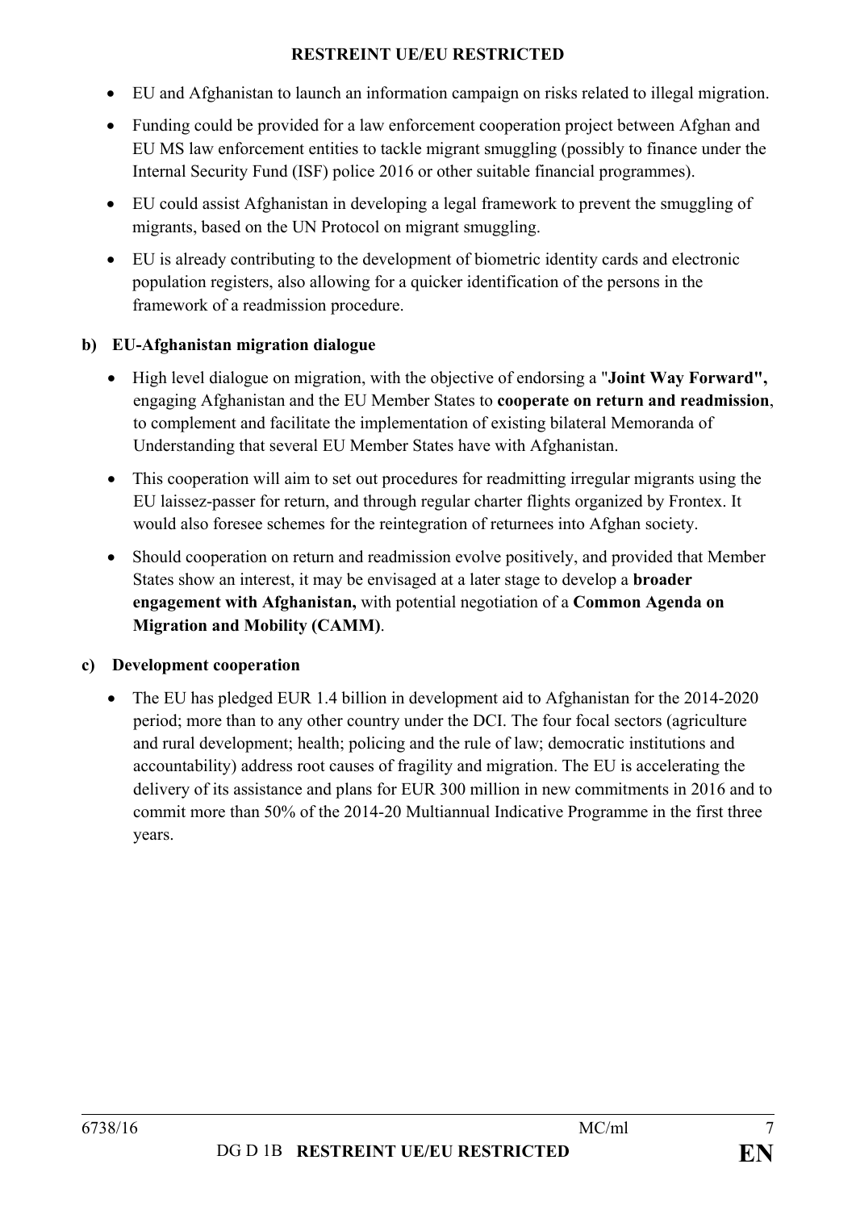- EU and Afghanistan to launch an information campaign on risks related to illegal migration.
- Funding could be provided for a law enforcement cooperation project between Afghan and EU MS law enforcement entities to tackle migrant smuggling (possibly to finance under the Internal Security Fund (ISF) police 2016 or other suitable financial programmes).
- EU could assist Afghanistan in developing a legal framework to prevent the smuggling of migrants, based on the UN Protocol on migrant smuggling.
- EU is already contributing to the development of biometric identity cards and electronic population registers, also allowing for a quicker identification of the persons in the framework of a readmission procedure.

**b) EU-Afghanistan migration dialogue**

- High level dialogue on migration, with the objective of endorsing a "**Joint Way Forward",** engaging Afghanistan and the EU Member States to **cooperate on return and readmission**, to complement and facilitate the implementation of existing bilateral Memoranda of Understanding that several EU Member States have with Afghanistan.
- This cooperation will aim to set out procedures for readmitting irregular migrants using the EU laissez-passer for return, and through regular charter flights organized by Frontex. It would also foresee schemes for the reintegration of returnees into Afghan society.
- Should cooperation on return and readmission evolve positively, and provided that Member States show an interest, it may be envisaged at a later stage to develop a **broader engagement with Afghanistan,** with potential negotiation of a **Common Agenda on Migration and Mobility (CAMM)**.

**c) Development cooperation**

- The EU has pledged EUR 1.4 billion in development aid to Afghanistan for the 2014-2020 period; more than to any other country under the DCI. The four focal sectors (agriculture and rural development; health; policing and the rule of law; democratic institutions and accountability) address root causes of fragility and migration. The EU is accelerating the delivery of its assistance and plans for EUR 300 million in new commitments in 2016 and to commit more than 50% of the 2014-20 Multiannual Indicative Programme in the first three years.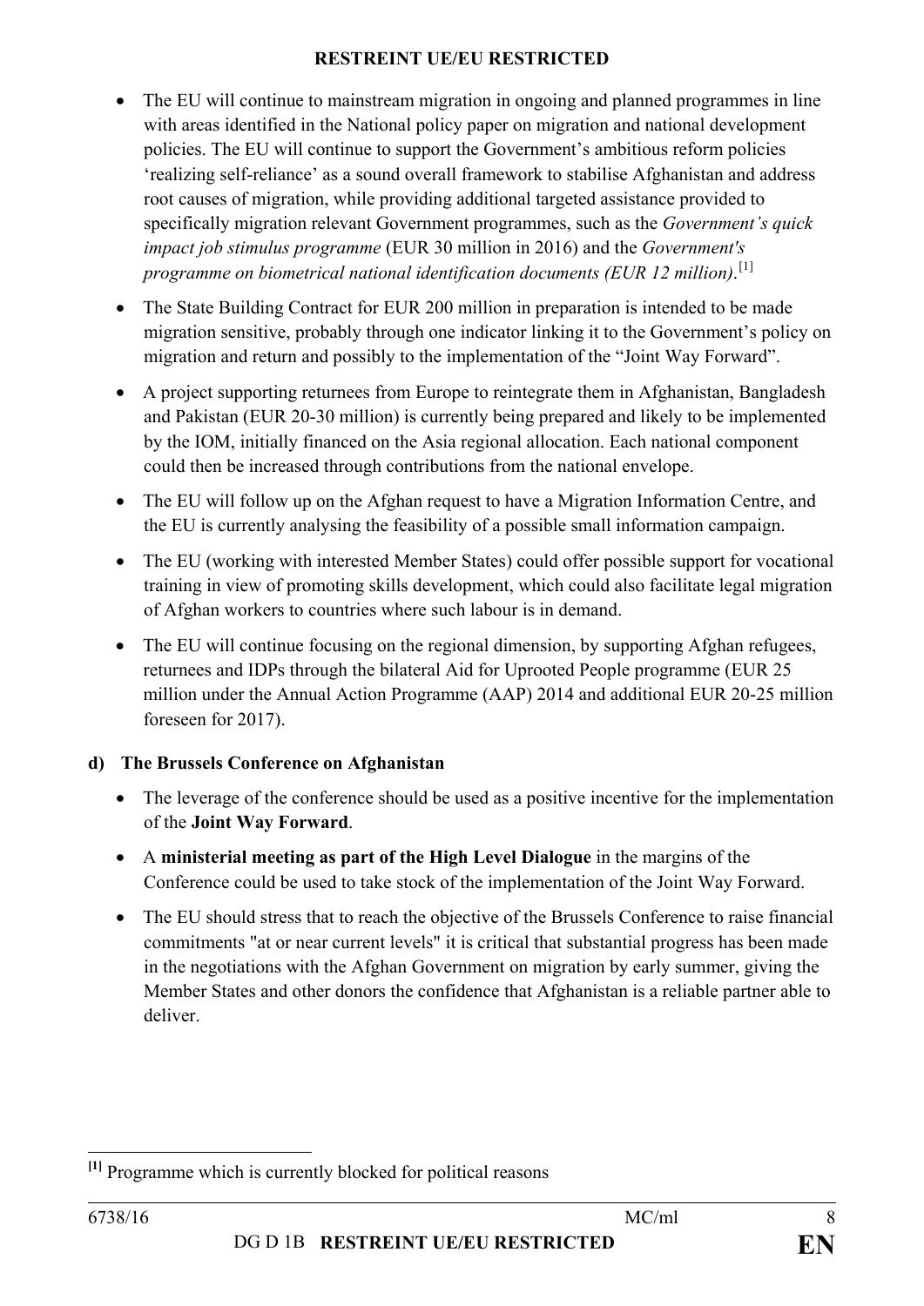- The EU will continue to mainstream migration in ongoing and planned programmes in line with areas identified in the National policy paper on migration and national development policies. The EU will continue to support the Government's ambitious reform policies 'realizing self-reliance' as a sound overall framework to stabilise Afghanistan and address root causes of migration, while providing additional targeted assistance provided to specifically migration relevant Government programmes, such as the *Government's quick impact job stimulus programme* (EUR 30 million in 2016) and the *Government's programme on biometrical national identification documents (EUR 12 million)*.[1]
- The State Building Contract for EUR 200 million in preparation is intended to be made migration sensitive, probably through one indicator linking it to the Government's policy on migration and return and possibly to the implementation of the "Joint Way Forward".
- A project supporting returnees from Europe to reintegrate them in Afghanistan, Bangladesh and Pakistan (EUR 20-30 million) is currently being prepared and likely to be implemented by the IOM, initially financed on the Asia regional allocation. Each national component could then be increased through contributions from the national envelope.
- The EU will follow up on the Afghan request to have a Migration Information Centre, and the EU is currently analysing the feasibility of a possible small information campaign.
- The EU (working with interested Member States) could offer possible support for vocational training in view of promoting skills development, which could also facilitate legal migration of Afghan workers to countries where such labour is in demand.
- The EU will continue focusing on the regional dimension, by supporting Afghan refugees, returnees and IDPs through the bilateral Aid for Uprooted People programme (EUR 25 million under the Annual Action Programme (AAP) 2014 and additional EUR 20-25 million foreseen for 2017).

**d) The Brussels Conference on Afghanistan**

- The leverage of the conference should be used as a positive incentive for the implementation of the **Joint Way Forward**.
- A **ministerial meeting as part of the High Level Dialogue** in the margins of the Conference could be used to take stock of the implementation of the Joint Way Forward.
- The EU should stress that to reach the objective of the Brussels Conference to raise financial commitments "at or near current levels" it is critical that substantial progress has been made in the negotiations with the Afghan Government on migration by early summer, giving the Member States and other donors the confidence that Afghanistan is a reliable partner able to deliver.

---

[1] Programme which is currently blocked for political reasons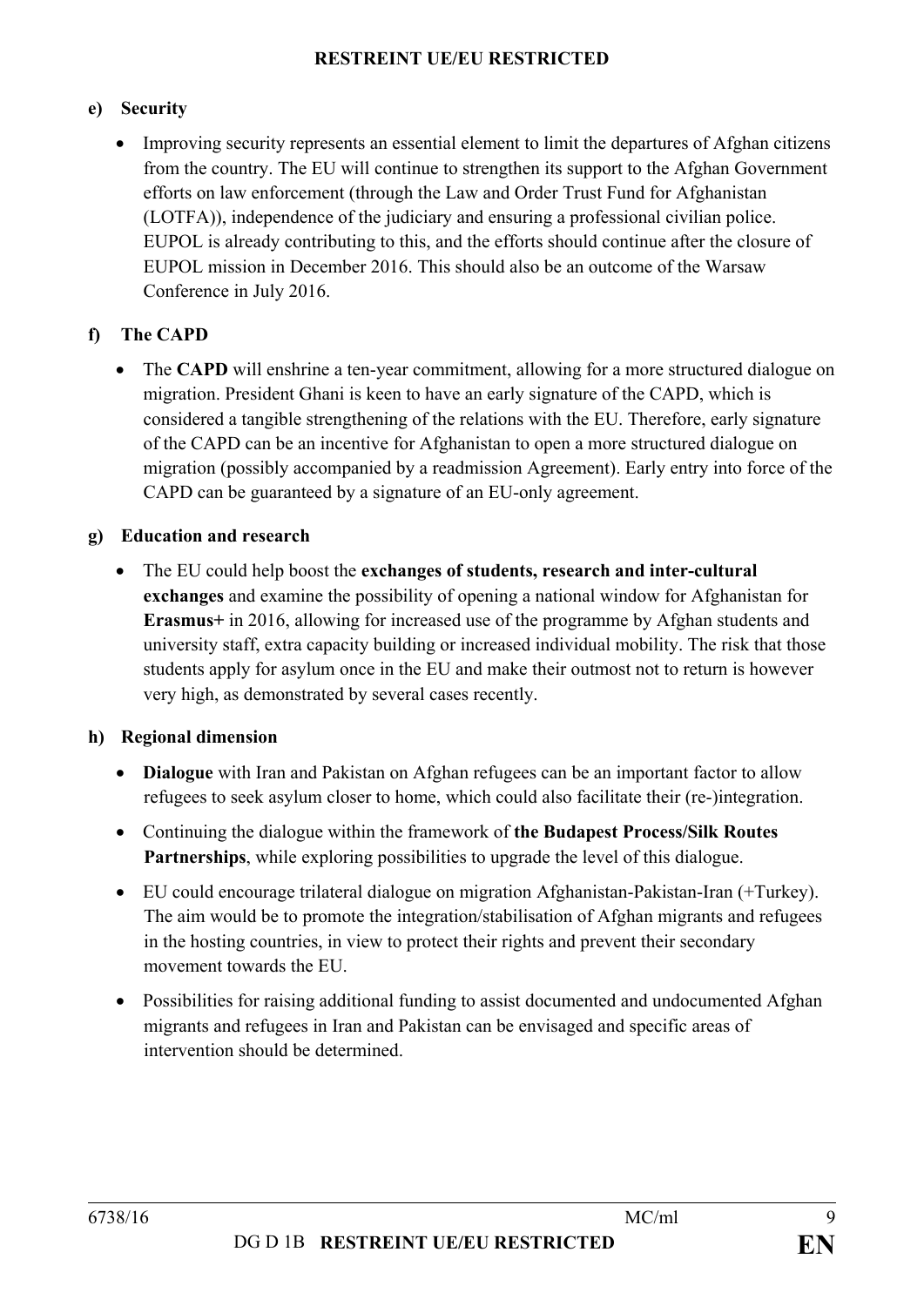**e) Security**

- Improving security represents an essential element to limit the departures of Afghan citizens from the country. The EU will continue to strengthen its support to the Afghan Government efforts on law enforcement (through the Law and Order Trust Fund for Afghanistan (LOTFA)), independence of the judiciary and ensuring a professional civilian police. EUPOL is already contributing to this, and the efforts should continue after the closure of EUPOL mission in December 2016. This should also be an outcome of the Warsaw Conference in July 2016.

**f) The CAPD**

- The **CAPD** will enshrine a ten-year commitment, allowing for a more structured dialogue on migration. President Ghani is keen to have an early signature of the CAPD, which is considered a tangible strengthening of the relations with the EU. Therefore, early signature of the CAPD can be an incentive for Afghanistan to open a more structured dialogue on migration (possibly accompanied by a readmission Agreement). Early entry into force of the CAPD can be guaranteed by a signature of an EU-only agreement.

**g) Education and research**

- The EU could help boost the **exchanges of students, research and inter-cultural exchanges** and examine the possibility of opening a national window for Afghanistan for **Erasmus+** in 2016, allowing for increased use of the programme by Afghan students and university staff, extra capacity building or increased individual mobility. The risk that those students apply for asylum once in the EU and make their outmost not to return is however very high, as demonstrated by several cases recently.

**h) Regional dimension**

- **Dialogue** with Iran and Pakistan on Afghan refugees can be an important factor to allow refugees to seek asylum closer to home, which could also facilitate their (re-)integration.
- Continuing the dialogue within the framework of **the Budapest Process/Silk Routes Partnerships**, while exploring possibilities to upgrade the level of this dialogue.
- EU could encourage trilateral dialogue on migration Afghanistan-Pakistan-Iran (+Turkey). The aim would be to promote the integration/stabilisation of Afghan migrants and refugees in the hosting countries, in view to protect their rights and prevent their secondary movement towards the EU.
- Possibilities for raising additional funding to assist documented and undocumented Afghan migrants and refugees in Iran and Pakistan can be envisaged and specific areas of intervention should be determined.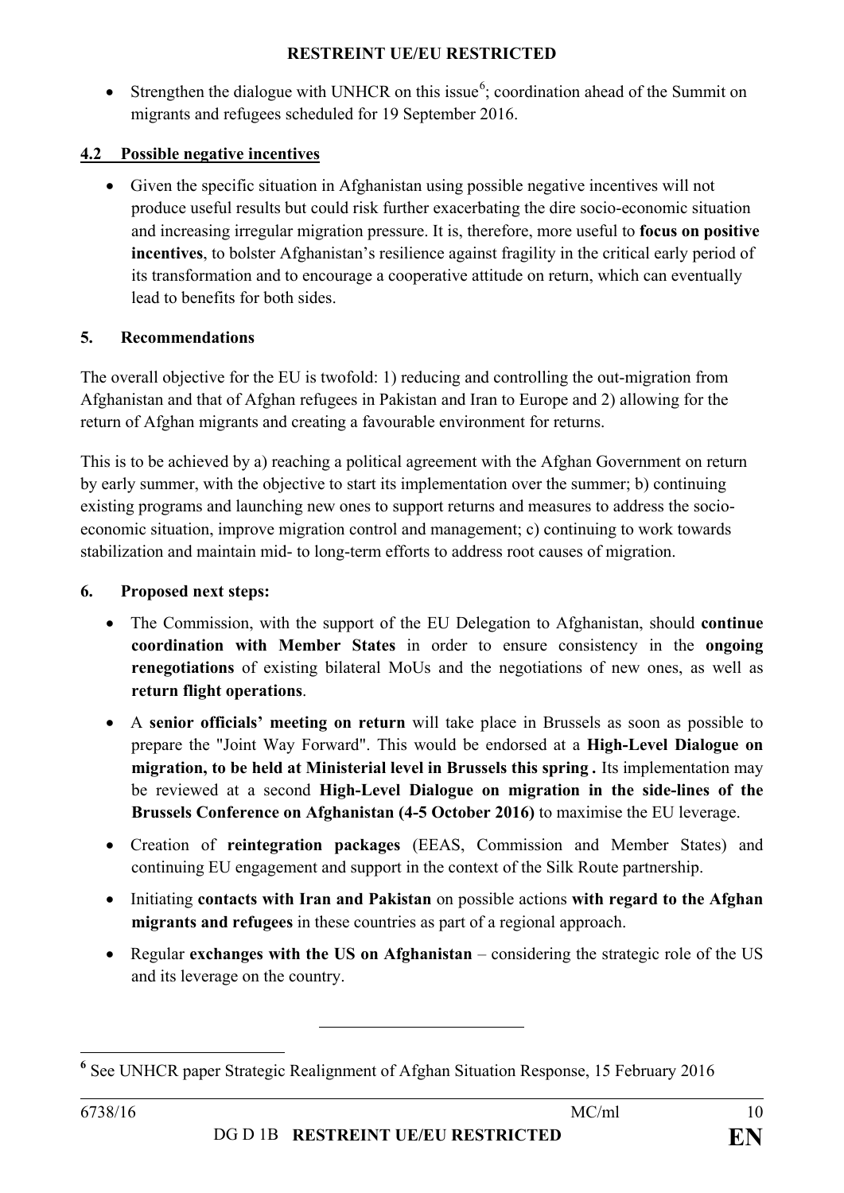- Strengthen the dialogue with UNHCR on this issue[6]; coordination ahead of the Summit on migrants and refugees scheduled for 19 September 2016.

## 4.2 Possible negative incentives

- Given the specific situation in Afghanistan using possible negative incentives will not produce useful results but could risk further exacerbating the dire socio-economic situation and increasing irregular migration pressure. It is, therefore, more useful to **focus on positive incentives**, to bolster Afghanistan's resilience against fragility in the critical early period of its transformation and to encourage a cooperative attitude on return, which can eventually lead to benefits for both sides.

## 5. Recommendations

The overall objective for the EU is twofold: 1) reducing and controlling the out-migration from Afghanistan and that of Afghan refugees in Pakistan and Iran to Europe and 2) allowing for the return of Afghan migrants and creating a favourable environment for returns.

This is to be achieved by a) reaching a political agreement with the Afghan Government on return by early summer, with the objective to start its implementation over the summer; b) continuing existing programs and launching new ones to support returns and measures to address the socio-economic situation, improve migration control and management; c) continuing to work towards stabilization and maintain mid- to long-term efforts to address root causes of migration.

## 6. Proposed next steps:

- The Commission, with the support of the EU Delegation to Afghanistan, should **continue coordination with Member States** in order to ensure consistency in the **ongoing renegotiations** of existing bilateral MoUs and the negotiations of new ones, as well as **return flight operations**.
- A **senior officials' meeting on return** will take place in Brussels as soon as possible to prepare the "Joint Way Forward". This would be endorsed at a **High-Level Dialogue on migration, to be held at Ministerial level in Brussels this spring .** Its implementation may be reviewed at a second **High-Level Dialogue on migration in the side-lines of the Brussels Conference on Afghanistan (4-5 October 2016)** to maximise the EU leverage.
- Creation of **reintegration packages** (EEAS, Commission and Member States) and continuing EU engagement and support in the context of the Silk Route partnership.
- Initiating **contacts with Iran and Pakistan** on possible actions **with regard to the Afghan migrants and refugees** in these countries as part of a regional approach.
- Regular **exchanges with the US on Afghanistan** – considering the strategic role of the US and its leverage on the country.

---

[6] See UNHCR paper Strategic Realignment of Afghan Situation Response, 15 February 2016